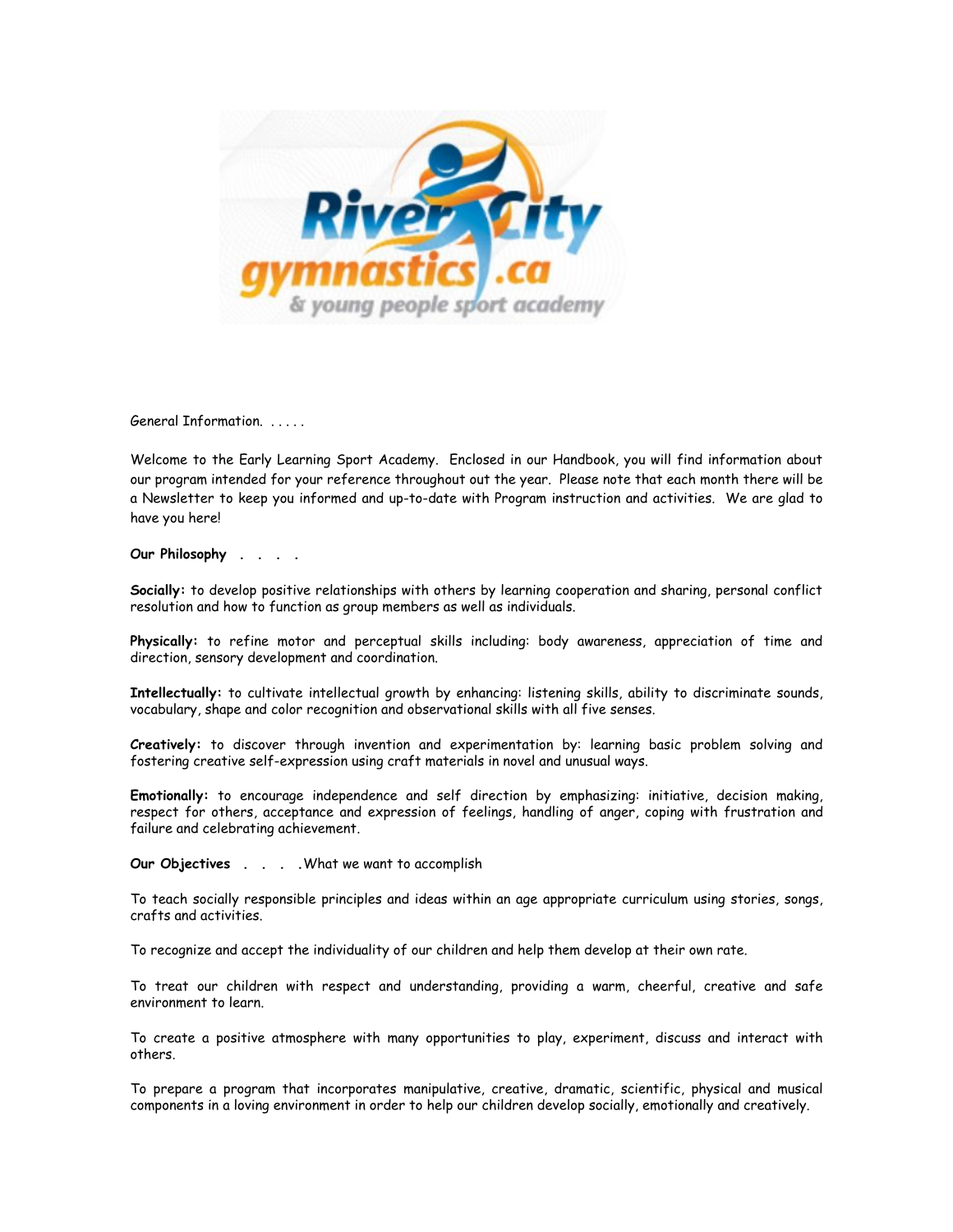General Information. . . . . .

Welcome to the Early Learning Sport Academy. Enclosed in our Handbook, you will find information about our program intended for your reference throughout out the year. Please note that each month there will be a Newsletter to keep you informed and up-to-date with Program instruction and activities. We are glad to have you here!

**Our Philosophy . . . .**

**Socially:** to develop positive relationships with others by learning cooperation and sharing, personal conflict resolution and how to function as group members as well as individuals.

**Physically:** to refine motor and perceptual skills including: body awareness, appreciation of time and direction, sensory development and coordination.

**Intellectually:** to cultivate intellectual growth by enhancing: listening skills, ability to discriminate sounds, vocabulary, shape and color recognition and observational skills with all five senses.

**Creatively:** to discover through invention and experimentation by: learning basic problem solving and fostering creative self-expression using craft materials in novel and unusual ways.

**Emotionally:** to encourage independence and self direction by emphasizing: initiative, decision making, respect for others, acceptance and expression of feelings, handling of anger, coping with frustration and failure and celebrating achievement.

**Our Objectives . . . .** What we want to accomplish

To teach socially responsible principles and ideas within an age appropriate curriculum using stories, songs, crafts and activities.

To recognize and accept the individuality of our children and help them develop at their own rate.

To treat our children with respect and understanding, providing a warm, cheerful, creative and safe environment to learn.

To create a positive atmosphere with many opportunities to play, experiment, discuss and interact with others.

To prepare a program that incorporates manipulative, creative, dramatic, scientific, physical and musical components in a loving environment in order to help our children develop socially, emotionally and creatively.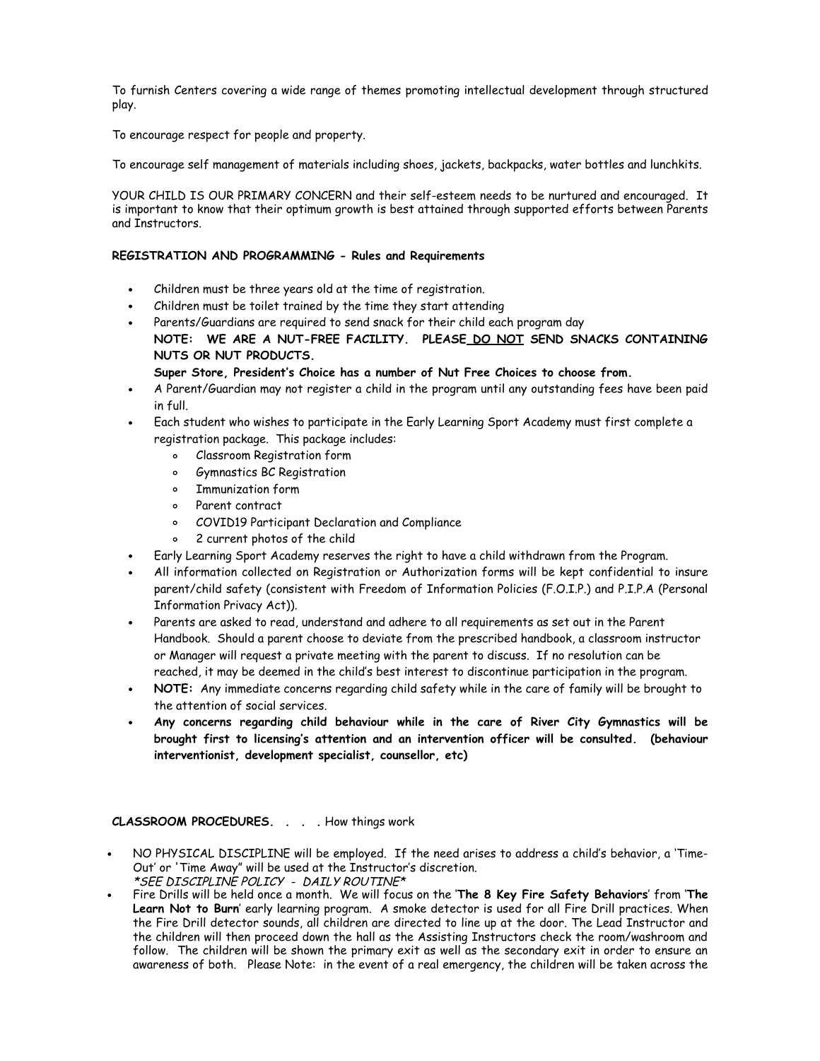To furnish Centers covering a wide range of themes promoting intellectual development through structured play.

To encourage respect for people and property.

To encourage self management of materials including shoes, jackets, backpacks, water bottles and lunchkits.

YOUR CHILD IS OUR PRIMARY CONCERN and their self-esteem needs to be nurtured and encouraged. It is important to know that their optimum growth is best attained through supported efforts between Parents and Instructors.

**REGISTRATION AND PROGRAMMING - Rules and Requirements**

- Children must be three years old at the time of registration.
- Children must be toilet trained by the time they start attending
- Parents/Guardians are required to send snack for their child each program day
  **NOTE: WE ARE A NUT-FREE FACILITY. PLEASE <u>DO NOT</u> SEND SNACKS CONTAINING NUTS OR NUT PRODUCTS.**
  **Super Store, President's Choice has a number of Nut Free Choices to choose from.**
- A Parent/Guardian may not register a child in the program until any outstanding fees have been paid in full.
- Each student who wishes to participate in the Early Learning Sport Academy must first complete a registration package. This package includes:
  - Classroom Registration form
  - Gymnastics BC Registration
  - Immunization form
  - Parent contract
  - COVID19 Participant Declaration and Compliance
  - 2 current photos of the child
- Early Learning Sport Academy reserves the right to have a child withdrawn from the Program.
- All information collected on Registration or Authorization forms will be kept confidential to insure parent/child safety (consistent with Freedom of Information Policies (F.O.I.P.) and P.I.P.A (Personal Information Privacy Act)).
- Parents are asked to read, understand and adhere to all requirements as set out in the Parent Handbook. Should a parent choose to deviate from the prescribed handbook, a classroom instructor or Manager will request a private meeting with the parent to discuss. If no resolution can be reached, it may be deemed in the child's best interest to discontinue participation in the program.
- **NOTE:** Any immediate concerns regarding child safety while in the care of family will be brought to the attention of social services.
- ***Any concerns regarding child behaviour while in the care of River City Gymnastics will be brought first to licensing's attention and an intervention officer will be consulted. (behaviour interventionist, development specialist, counsellor, etc)***

**CLASSROOM PROCEDURES. . . .** How things work

- NO PHYSICAL DISCIPLINE will be employed. If the need arises to address a child's behavior, a 'Time-Out' or 'Time Away" will be used at the Instructor's discretion.
  *\*SEE DISCIPLINE POLICY - DAILY ROUTINE\**
- Fire Drills will be held once a month. We will focus on the '**The 8 Key Fire Safety Behaviors**' from '**The Learn Not to Burn**' early learning program. A smoke detector is used for all Fire Drill practices. When the Fire Drill detector sounds, all children are directed to line up at the door. The Lead Instructor and the children will then proceed down the hall as the Assisting Instructors check the room/washroom and follow. The children will be shown the primary exit as well as the secondary exit in order to ensure an awareness of both. Please Note: in the event of a real emergency, the children will be taken across the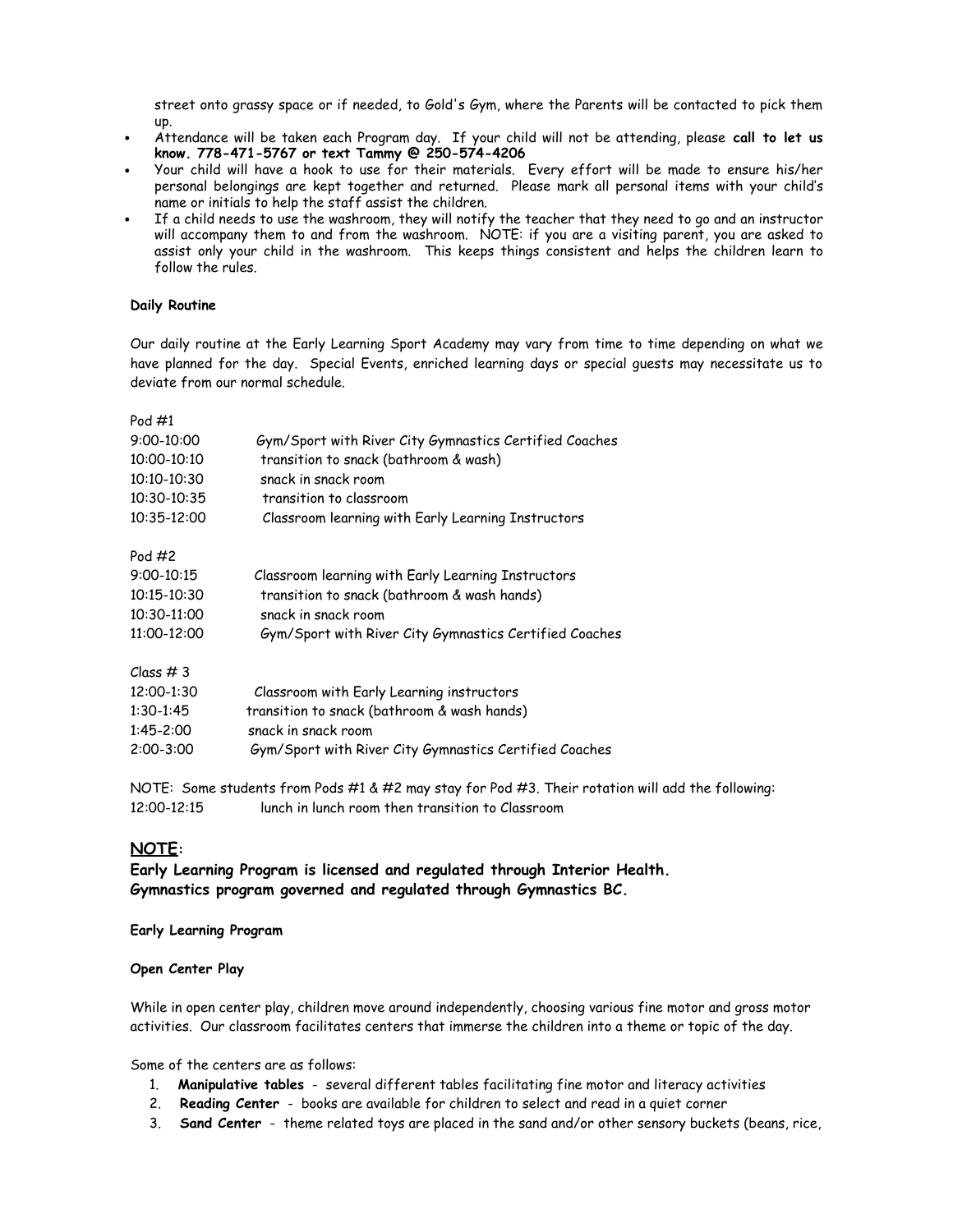street onto grassy space or if needed, to Gold's Gym, where the Parents will be contacted to pick them up.

- Attendance will be taken each Program day. If your child will not be attending, please **call to let us know. 778-471-5767 or text Tammy @ 250-574-4206**
- Your child will have a hook to use for their materials. Every effort will be made to ensure his/her personal belongings are kept together and returned. Please mark all personal items with your child's name or initials to help the staff assist the children.
- If a child needs to use the washroom, they will notify the teacher that they need to go and an instructor will accompany them to and from the washroom. NOTE: if you are a visiting parent, you are asked to assist only your child in the washroom. This keeps things consistent and helps the children learn to follow the rules.

**Daily Routine**

Our daily routine at the Early Learning Sport Academy may vary from time to time depending on what we have planned for the day. Special Events, enriched learning days or special guests may necessitate us to deviate from our normal schedule.

Pod #1

| | |
|---|---|
| 9:00-10:00 | Gym/Sport with River City Gymnastics Certified Coaches |
| 10:00-10:10 | transition to snack (bathroom & wash) |
| 10:10-10:30 | snack in snack room |
| 10:30-10:35 | transition to classroom |
| 10:35-12:00 | Classroom learning with Early Learning Instructors |

Pod #2

| | |
|---|---|
| 9:00-10:15 | Classroom learning with Early Learning Instructors |
| 10:15-10:30 | transition to snack (bathroom & wash hands) |
| 10:30-11:00 | snack in snack room |
| 11:00-12:00 | Gym/Sport with River City Gymnastics Certified Coaches |

Class # 3

| | |
|---|---|
| 12:00-1:30 | Classroom with Early Learning instructors |
| 1:30-1:45 | transition to snack (bathroom & wash hands) |
| 1:45-2:00 | snack in snack room |
| 2:00-3:00 | Gym/Sport with River City Gymnastics Certified Coaches |

NOTE: Some students from Pods #1 & #2 may stay for Pod #3. Their rotation will add the following:
12:00-12:15 lunch in lunch room then transition to Classroom

## NOTE:

**Early Learning Program is licensed and regulated through Interior Health.**
**Gymnastics program governed and regulated through Gymnastics BC.**

**Early Learning Program**

**Open Center Play**

While in open center play, children move around independently, choosing various fine motor and gross motor activities. Our classroom facilitates centers that immerse the children into a theme or topic of the day.

Some of the centers are as follows:

1. **Manipulative tables** - several different tables facilitating fine motor and literacy activities
2. **Reading Center** - books are available for children to select and read in a quiet corner
3. **Sand Center** - theme related toys are placed in the sand and/or other sensory buckets (beans, rice,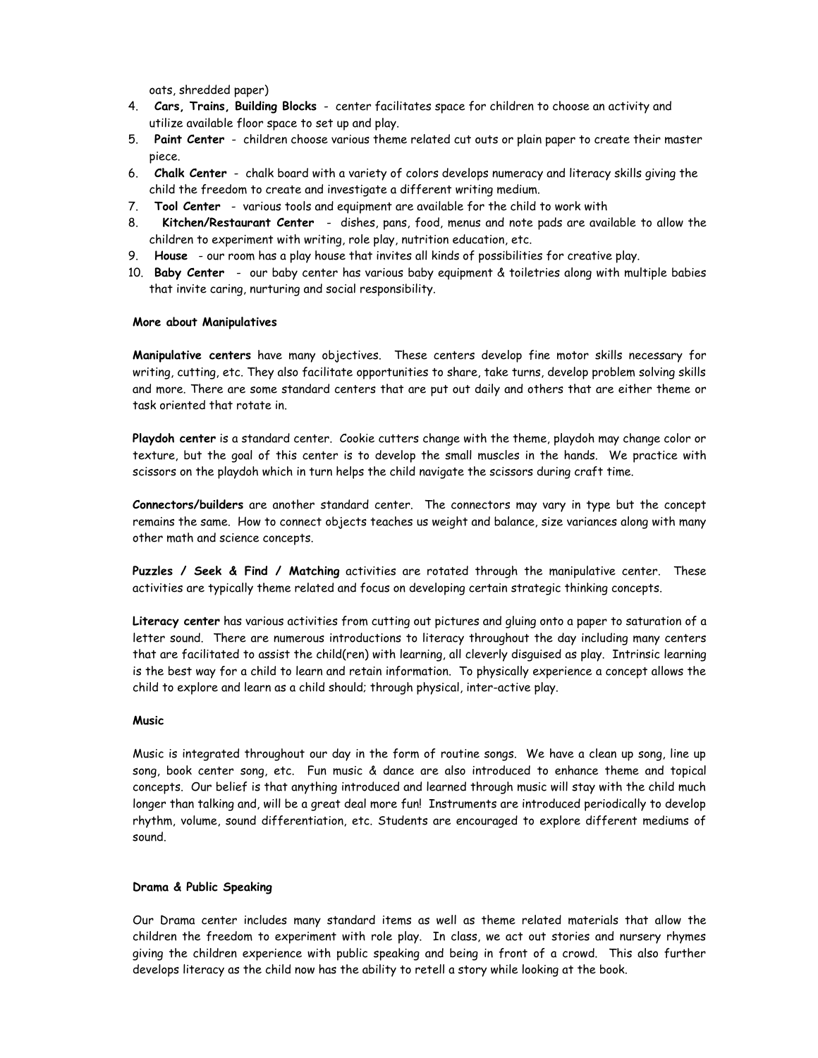oats, shredded paper)

4. **Cars, Trains, Building Blocks** - center facilitates space for children to choose an activity and utilize available floor space to set up and play.
5. **Paint Center** - children choose various theme related cut outs or plain paper to create their master piece.
6. **Chalk Center** - chalk board with a variety of colors develops numeracy and literacy skills giving the child the freedom to create and investigate a different writing medium.
7. **Tool Center** - various tools and equipment are available for the child to work with
8. **Kitchen/Restaurant Center** - dishes, pans, food, menus and note pads are available to allow the children to experiment with writing, role play, nutrition education, etc.
9. **House** - our room has a play house that invites all kinds of possibilities for creative play.
10. **Baby Center** - our baby center has various baby equipment & toiletries along with multiple babies that invite caring, nurturing and social responsibility.

**More about Manipulatives**

**Manipulative centers** have many objectives. These centers develop fine motor skills necessary for writing, cutting, etc. They also facilitate opportunities to share, take turns, develop problem solving skills and more. There are some standard centers that are put out daily and others that are either theme or task oriented that rotate in.

**Playdoh center** is a standard center. Cookie cutters change with the theme, playdoh may change color or texture, but the goal of this center is to develop the small muscles in the hands. We practice with scissors on the playdoh which in turn helps the child navigate the scissors during craft time.

**Connectors/builders** are another standard center. The connectors may vary in type but the concept remains the same. How to connect objects teaches us weight and balance, size variances along with many other math and science concepts.

**Puzzles / Seek & Find / Matching** activities are rotated through the manipulative center. These activities are typically theme related and focus on developing certain strategic thinking concepts.

**Literacy center** has various activities from cutting out pictures and gluing onto a paper to saturation of a letter sound. There are numerous introductions to literacy throughout the day including many centers that are facilitated to assist the child(ren) with learning, all cleverly disguised as play. Intrinsic learning is the best way for a child to learn and retain information. To physically experience a concept allows the child to explore and learn as a child should; through physical, inter-active play.

**Music**

Music is integrated throughout our day in the form of routine songs. We have a clean up song, line up song, book center song, etc. Fun music & dance are also introduced to enhance theme and topical concepts. Our belief is that anything introduced and learned through music will stay with the child much longer than talking and, will be a great deal more fun! Instruments are introduced periodically to develop rhythm, volume, sound differentiation, etc. Students are encouraged to explore different mediums of sound.

**Drama & Public Speaking**

Our Drama center includes many standard items as well as theme related materials that allow the children the freedom to experiment with role play. In class, we act out stories and nursery rhymes giving the children experience with public speaking and being in front of a crowd. This also further develops literacy as the child now has the ability to retell a story while looking at the book.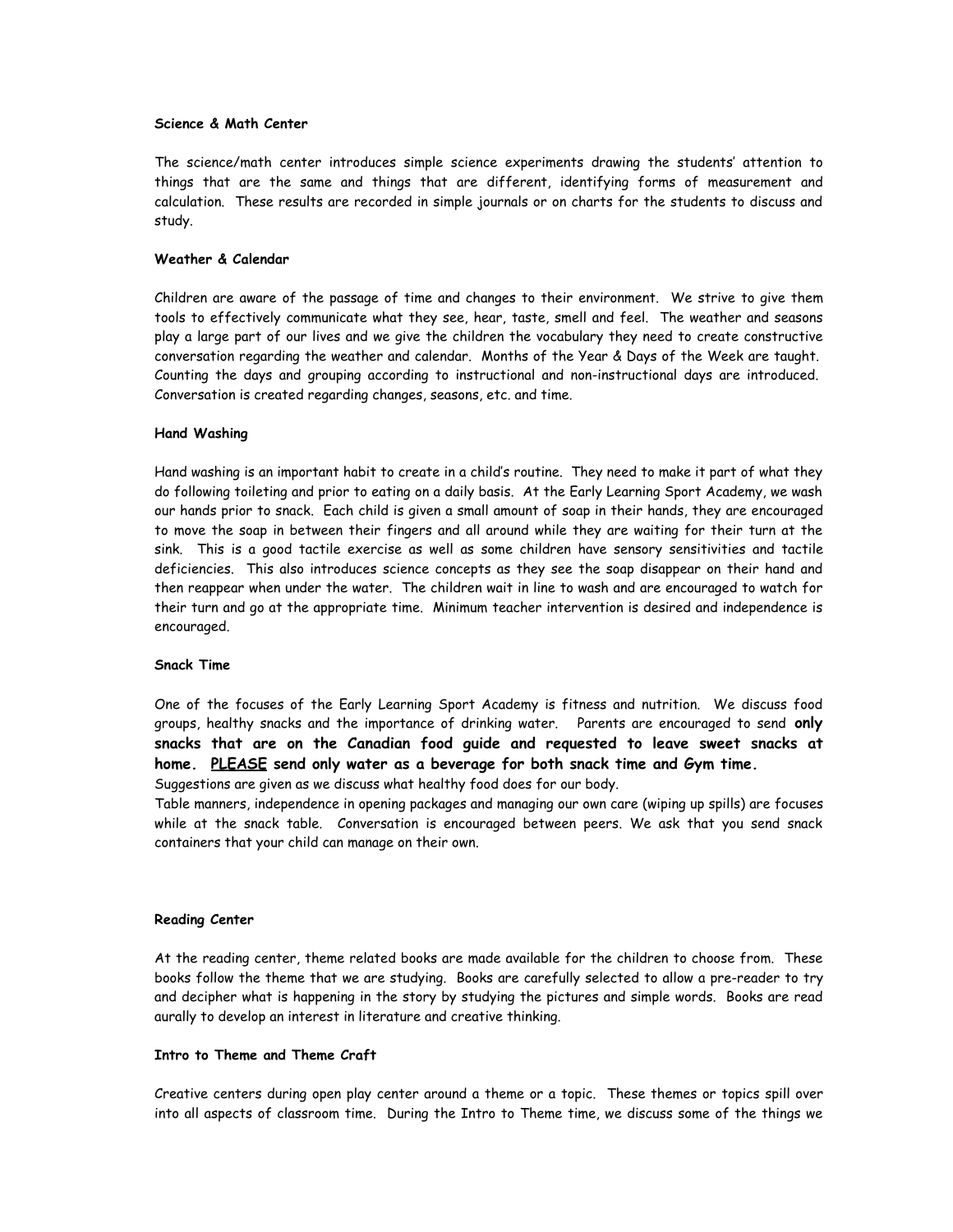**Science & Math Center**

The science/math center introduces simple science experiments drawing the students' attention to things that are the same and things that are different, identifying forms of measurement and calculation. These results are recorded in simple journals or on charts for the students to discuss and study.

**Weather & Calendar**

Children are aware of the passage of time and changes to their environment. We strive to give them tools to effectively communicate what they see, hear, taste, smell and feel. The weather and seasons play a large part of our lives and we give the children the vocabulary they need to create constructive conversation regarding the weather and calendar. Months of the Year & Days of the Week are taught. Counting the days and grouping according to instructional and non-instructional days are introduced. Conversation is created regarding changes, seasons, etc. and time.

**Hand Washing**

Hand washing is an important habit to create in a child's routine. They need to make it part of what they do following toileting and prior to eating on a daily basis. At the Early Learning Sport Academy, we wash our hands prior to snack. Each child is given a small amount of soap in their hands, they are encouraged to move the soap in between their fingers and all around while they are waiting for their turn at the sink. This is a good tactile exercise as well as some children have sensory sensitivities and tactile deficiencies. This also introduces science concepts as they see the soap disappear on their hand and then reappear when under the water. The children wait in line to wash and are encouraged to watch for their turn and go at the appropriate time. Minimum teacher intervention is desired and independence is encouraged.

**Snack Time**

One of the focuses of the Early Learning Sport Academy is fitness and nutrition. We discuss food groups, healthy snacks and the importance of drinking water. Parents are encouraged to send **only snacks that are on the Canadian food guide and requested to leave sweet snacks at home. <u>PLEASE</u> send only water as a beverage for both snack time and Gym time.**
Suggestions are given as we discuss what healthy food does for our body.
Table manners, independence in opening packages and managing our own care (wiping up spills) are focuses while at the snack table. Conversation is encouraged between peers. We ask that you send snack containers that your child can manage on their own.

**Reading Center**

At the reading center, theme related books are made available for the children to choose from. These books follow the theme that we are studying. Books are carefully selected to allow a pre-reader to try and decipher what is happening in the story by studying the pictures and simple words. Books are read aurally to develop an interest in literature and creative thinking.

**Intro to Theme and Theme Craft**

Creative centers during open play center around a theme or a topic. These themes or topics spill over into all aspects of classroom time. During the Intro to Theme time, we discuss some of the things we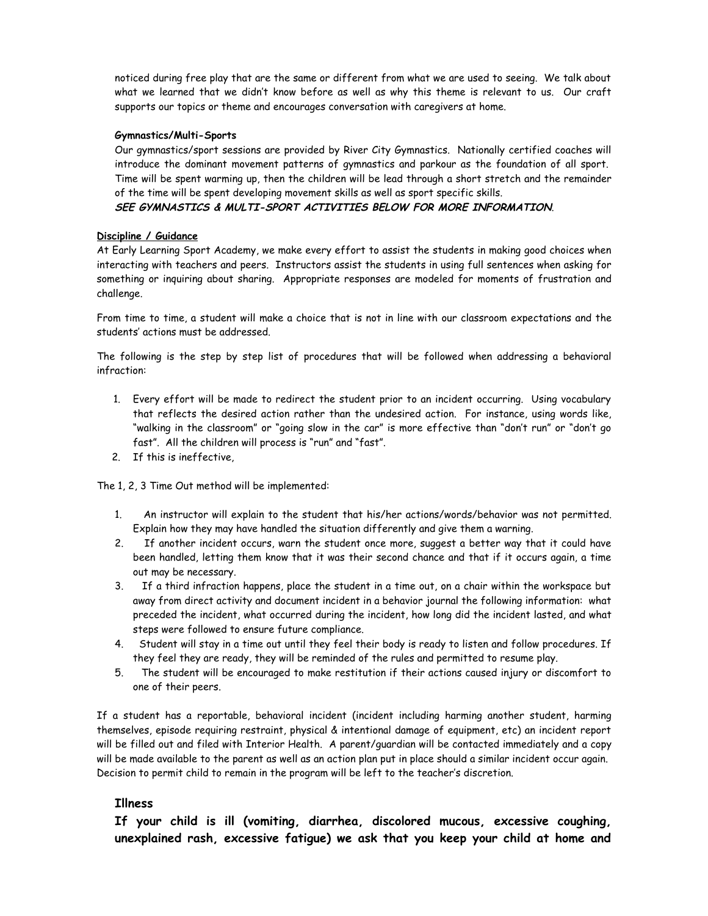noticed during free play that are the same or different from what we are used to seeing. We talk about what we learned that we didn't know before as well as why this theme is relevant to us. Our craft supports our topics or theme and encourages conversation with caregivers at home.

**Gymnastics/Multi-Sports**

Our gymnastics/sport sessions are provided by River City Gymnastics. Nationally certified coaches will introduce the dominant movement patterns of gymnastics and parkour as the foundation of all sport. Time will be spent warming up, then the children will be lead through a short stretch and the remainder of the time will be spent developing movement skills as well as sport specific skills.

***SEE GYMNASTICS & MULTI-SPORT ACTIVITIES BELOW FOR MORE INFORMATION.***

**Discipline / Guidance**

At Early Learning Sport Academy, we make every effort to assist the students in making good choices when interacting with teachers and peers. Instructors assist the students in using full sentences when asking for something or inquiring about sharing. Appropriate responses are modeled for moments of frustration and challenge.

From time to time, a student will make a choice that is not in line with our classroom expectations and the students' actions must be addressed.

The following is the step by step list of procedures that will be followed when addressing a behavioral infraction:

1. Every effort will be made to redirect the student prior to an incident occurring. Using vocabulary that reflects the desired action rather than the undesired action. For instance, using words like, "walking in the classroom" or "going slow in the car" is more effective than "don't run" or "don't go fast". All the children will process is "run" and "fast".
2. If this is ineffective,

The 1, 2, 3 Time Out method will be implemented:

1. An instructor will explain to the student that his/her actions/words/behavior was not permitted. Explain how they may have handled the situation differently and give them a warning.
2. If another incident occurs, warn the student once more, suggest a better way that it could have been handled, letting them know that it was their second chance and that if it occurs again, a time out may be necessary.
3. If a third infraction happens, place the student in a time out, on a chair within the workspace but away from direct activity and document incident in a behavior journal the following information: what preceded the incident, what occurred during the incident, how long did the incident lasted, and what steps were followed to ensure future compliance.
4. Student will stay in a time out until they feel their body is ready to listen and follow procedures. If they feel they are ready, they will be reminded of the rules and permitted to resume play.
5. The student will be encouraged to make restitution if their actions caused injury or discomfort to one of their peers.

If a student has a reportable, behavioral incident (incident including harming another student, harming themselves, episode requiring restraint, physical & intentional damage of equipment, etc) an incident report will be filled out and filed with Interior Health. A parent/guardian will be contacted immediately and a copy will be made available to the parent as well as an action plan put in place should a similar incident occur again. Decision to permit child to remain in the program will be left to the teacher's discretion.

### Illness

**If your child is ill (vomiting, diarrhea, discolored mucous, excessive coughing, unexplained rash, excessive fatigue) we ask that you keep your child at home and**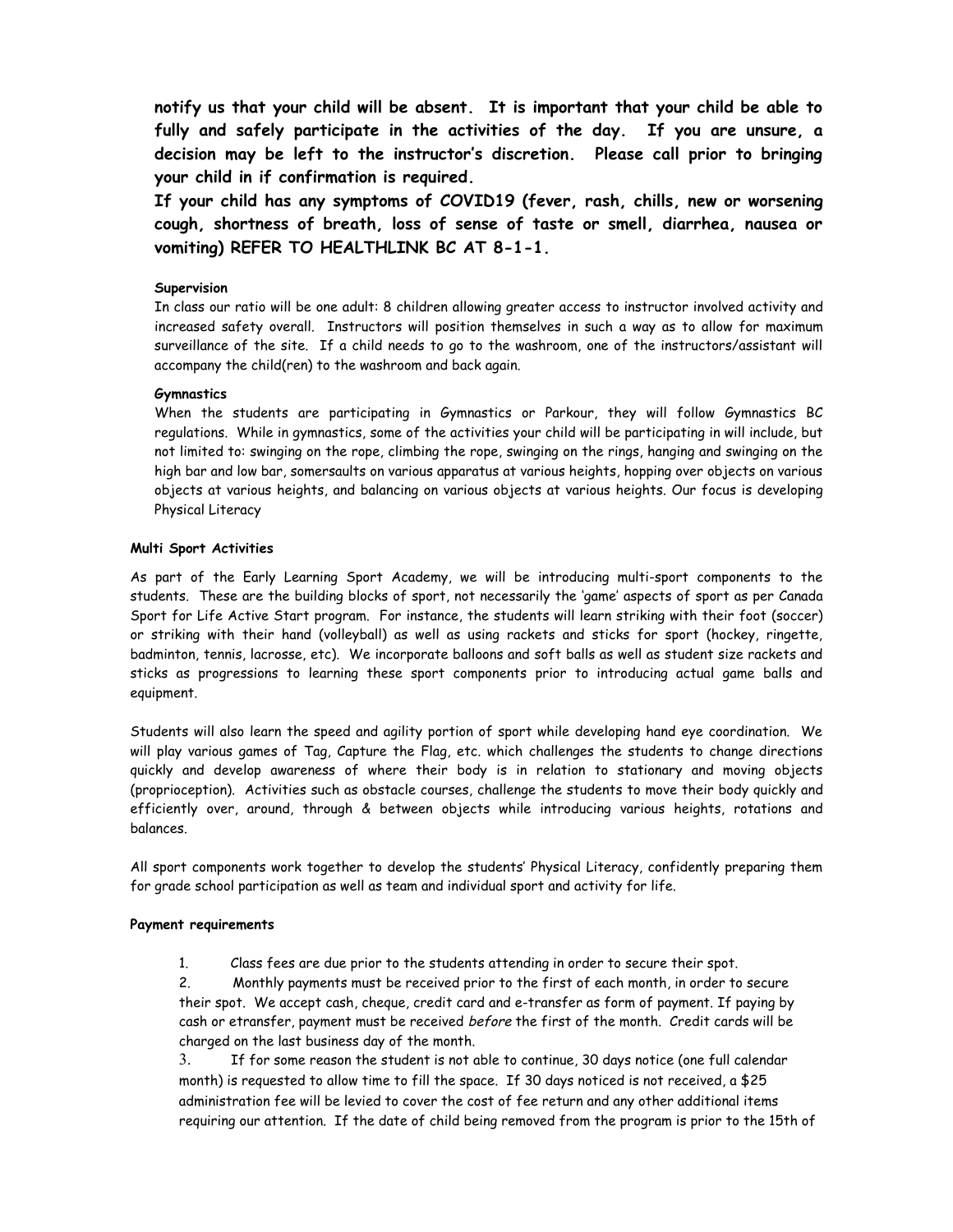**notify us that your child will be absent. It is important that your child be able to fully and safely participate in the activities of the day. If you are unsure, a decision may be left to the instructor's discretion. Please call prior to bringing your child in if confirmation is required.**

**If your child has any symptoms of COVID19 (fever, rash, chills, new or worsening cough, shortness of breath, loss of sense of taste or smell, diarrhea, nausea or vomiting) REFER TO HEALTHLINK BC AT 8-1-1.**

**Supervision**

In class our ratio will be one adult: 8 children allowing greater access to instructor involved activity and increased safety overall. Instructors will position themselves in such a way as to allow for maximum surveillance of the site. If a child needs to go to the washroom, one of the instructors/assistant will accompany the child(ren) to the washroom and back again.

**Gymnastics**

When the students are participating in Gymnastics or Parkour, they will follow Gymnastics BC regulations. While in gymnastics, some of the activities your child will be participating in will include, but not limited to: swinging on the rope, climbing the rope, swinging on the rings, hanging and swinging on the high bar and low bar, somersaults on various apparatus at various heights, hopping over objects on various objects at various heights, and balancing on various objects at various heights. Our focus is developing Physical Literacy

**Multi Sport Activities**

As part of the Early Learning Sport Academy, we will be introducing multi-sport components to the students. These are the building blocks of sport, not necessarily the 'game' aspects of sport as per Canada Sport for Life Active Start program. For instance, the students will learn striking with their foot (soccer) or striking with their hand (volleyball) as well as using rackets and sticks for sport (hockey, ringette, badminton, tennis, lacrosse, etc). We incorporate balloons and soft balls as well as student size rackets and sticks as progressions to learning these sport components prior to introducing actual game balls and equipment.

Students will also learn the speed and agility portion of sport while developing hand eye coordination. We will play various games of Tag, Capture the Flag, etc. which challenges the students to change directions quickly and develop awareness of where their body is in relation to stationary and moving objects (proprioception). Activities such as obstacle courses, challenge the students to move their body quickly and efficiently over, around, through & between objects while introducing various heights, rotations and balances.

All sport components work together to develop the students' Physical Literacy, confidently preparing them for grade school participation as well as team and individual sport and activity for life.

**Payment requirements**

1. Class fees are due prior to the students attending in order to secure their spot.
2. Monthly payments must be received prior to the first of each month, in order to secure their spot. We accept cash, cheque, credit card and e-transfer as form of payment. If paying by cash or etransfer, payment must be received *before* the first of the month. Credit cards will be charged on the last business day of the month.
3. If for some reason the student is not able to continue, 30 days notice (one full calendar month) is requested to allow time to fill the space. If 30 days noticed is not received, a $25 administration fee will be levied to cover the cost of fee return and any other additional items requiring our attention. If the date of child being removed from the program is prior to the 15th of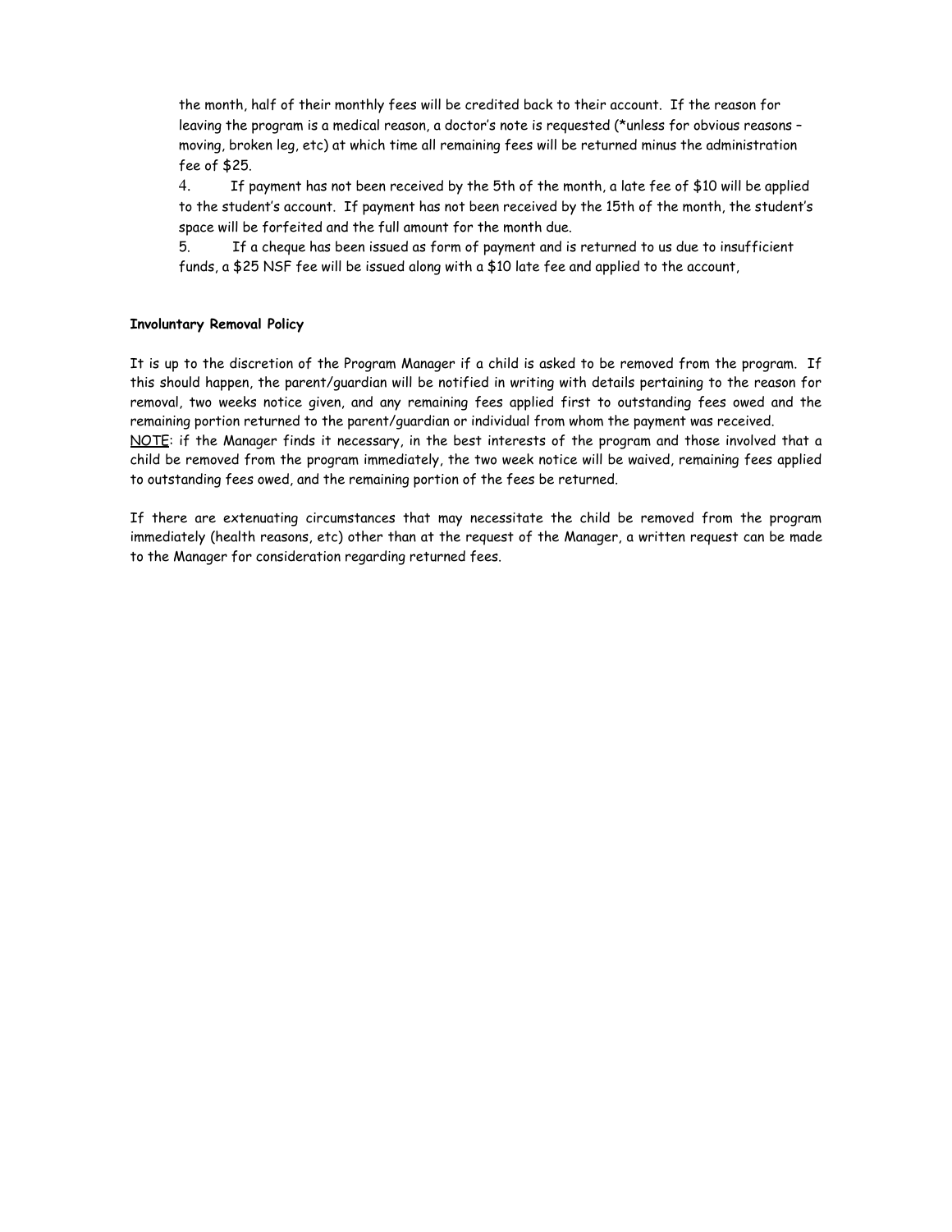the month, half of their monthly fees will be credited back to their account. If the reason for leaving the program is a medical reason, a doctor's note is requested (*unless for obvious reasons – moving, broken leg, etc) at which time all remaining fees will be returned minus the administration fee of $25.

4. If payment has not been received by the 5th of the month, a late fee of $10 will be applied to the student's account. If payment has not been received by the 15th of the month, the student's space will be forfeited and the full amount for the month due.

5. If a cheque has been issued as form of payment and is returned to us due to insufficient funds, a $25 NSF fee will be issued along with a $10 late fee and applied to the account,

**Involuntary Removal Policy**

It is up to the discretion of the Program Manager if a child is asked to be removed from the program. If this should happen, the parent/guardian will be notified in writing with details pertaining to the reason for removal, two weeks notice given, and any remaining fees applied first to outstanding fees owed and the remaining portion returned to the parent/guardian or individual from whom the payment was received.
NOTE: if the Manager finds it necessary, in the best interests of the program and those involved that a child be removed from the program immediately, the two week notice will be waived, remaining fees applied to outstanding fees owed, and the remaining portion of the fees be returned.

If there are extenuating circumstances that may necessitate the child be removed from the program immediately (health reasons, etc) other than at the request of the Manager, a written request can be made to the Manager for consideration regarding returned fees.